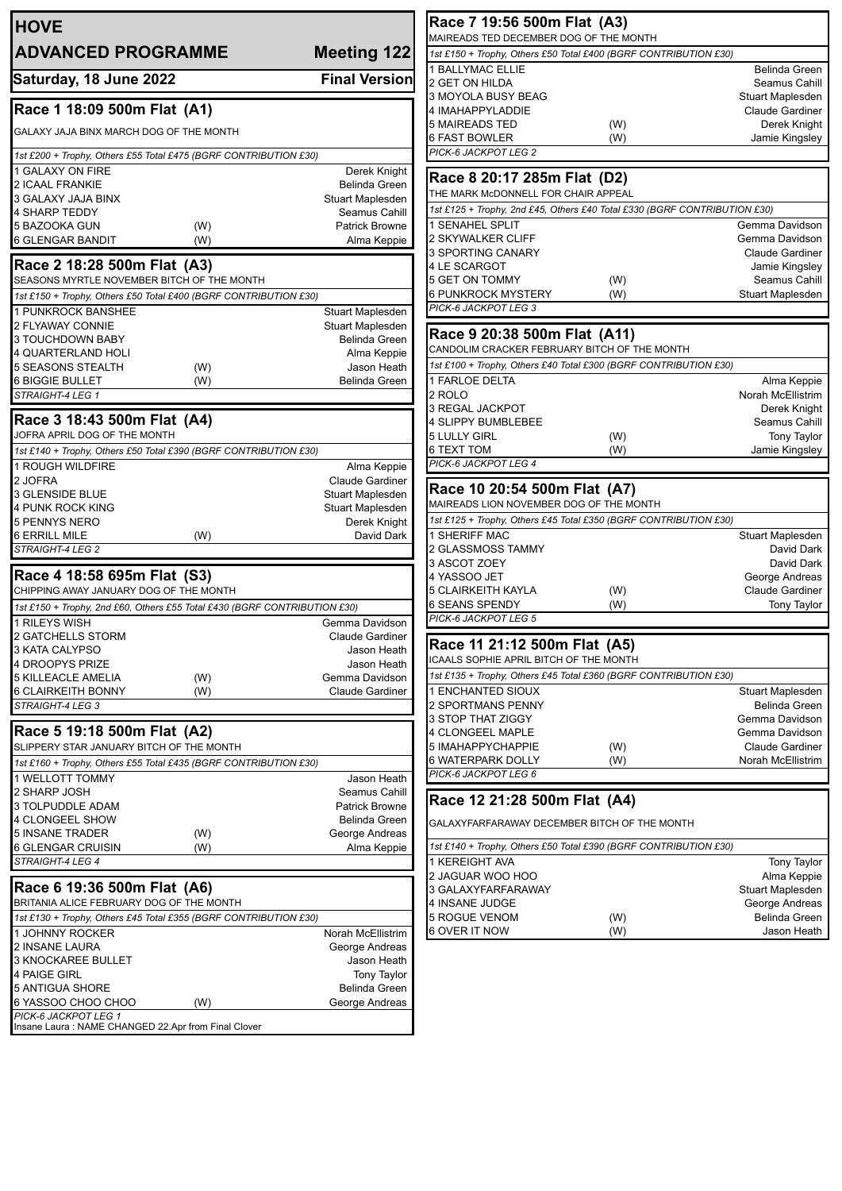# HOVE

## ADVANCED PROGRAMME — Meeting 122

**Saturday, 18 June 2022** — **Final Version**

### Race 1 18:09 500m Flat (A1)

GALAXY JAJA BINX MARCH DOG OF THE MONTH

*1st £200 + Trophy, Others £55 Total £475 (BGRF CONTRIBUTION £30)*

| Trap | Dog | | Trainer |
|---|---|---|---|
| 1 | GALAXY ON FIRE | | Derek Knight |
| 2 | ICAAL FRANKIE | | Belinda Green |
| 3 | GALAXY JAJA BINX | | Stuart Maplesden |
| 4 | SHARP TEDDY | | Seamus Cahill |
| 5 | BAZOOKA GUN | (W) | Patrick Browne |
| 6 | GLENGAR BANDIT | (W) | Alma Keppie |

### Race 2 18:28 500m Flat (A3)

SEASONS MYRTLE NOVEMBER BITCH OF THE MONTH

*1st £150 + Trophy, Others £50 Total £400 (BGRF CONTRIBUTION £30)*

| Trap | Dog | | Trainer |
|---|---|---|---|
| 1 | PUNKROCK BANSHEE | | Stuart Maplesden |
| 2 | FLYAWAY CONNIE | | Stuart Maplesden |
| 3 | TOUCHDOWN BABY | | Belinda Green |
| 4 | QUARTERLAND HOLI | | Alma Keppie |
| 5 | SEASONS STEALTH | (W) | Jason Heath |
| 6 | BIGGIE BULLET | (W) | Belinda Green |

*STRAIGHT-4 LEG 1*

### Race 3 18:43 500m Flat (A4)

JOFRA APRIL DOG OF THE MONTH

*1st £140 + Trophy, Others £50 Total £390 (BGRF CONTRIBUTION £30)*

| Trap | Dog | | Trainer |
|---|---|---|---|
| 1 | ROUGH WILDFIRE | | Alma Keppie |
| 2 | JOFRA | | Claude Gardiner |
| 3 | GLENSIDE BLUE | | Stuart Maplesden |
| 4 | PUNK ROCK KING | | Stuart Maplesden |
| 5 | PENNYS NERO | | Derek Knight |
| 6 | ERRILL MILE | (W) | David Dark |

*STRAIGHT-4 LEG 2*

### Race 4 18:58 695m Flat (S3)

CHIPPING AWAY JANUARY DOG OF THE MONTH

*1st £150 + Trophy, 2nd £60, Others £55 Total £430 (BGRF CONTRIBUTION £30)*

| Trap | Dog | | Trainer |
|---|---|---|---|
| 1 | RILEYS WISH | | Gemma Davidson |
| 2 | GATCHELLS STORM | | Claude Gardiner |
| 3 | KATA CALYPSO | | Jason Heath |
| 4 | DROOPYS PRIZE | | Jason Heath |
| 5 | KILLEACLE AMELIA | (W) | Gemma Davidson |
| 6 | CLAIRKEITH BONNY | (W) | Claude Gardiner |

*STRAIGHT-4 LEG 3*

### Race 5 19:18 500m Flat (A2)

SLIPPERY STAR JANUARY BITCH OF THE MONTH

*1st £160 + Trophy, Others £55 Total £435 (BGRF CONTRIBUTION £30)*

| Trap | Dog | | Trainer |
|---|---|---|---|
| 1 | WELLOTT TOMMY | | Jason Heath |
| 2 | SHARP JOSH | | Seamus Cahill |
| 3 | TOLPUDDLE ADAM | | Patrick Browne |
| 4 | CLONGEEL SHOW | | Belinda Green |
| 5 | INSANE TRADER | (W) | George Andreas |
| 6 | GLENGAR CRUISIN | (W) | Alma Keppie |

*STRAIGHT-4 LEG 4*

### Race 6 19:36 500m Flat (A6)

BRITANIA ALICE FEBRUARY DOG OF THE MONTH

*1st £130 + Trophy, Others £45 Total £355 (BGRF CONTRIBUTION £30)*

| Trap | Dog | | Trainer |
|---|---|---|---|
| 1 | JOHNNY ROCKER | | Norah McEllistrim |
| 2 | INSANE LAURA | | George Andreas |
| 3 | KNOCKAREE BULLET | | Jason Heath |
| 4 | PAIGE GIRL | | Tony Taylor |
| 5 | ANTIGUA SHORE | | Belinda Green |
| 6 | YASSOO CHOO CHOO | (W) | George Andreas |

*PICK-6 JACKPOT LEG 1*

Insane Laura : NAME CHANGED 22.Apr from Final Clover

### Race 7 19:56 500m Flat (A3)

MAIREADS TED DECEMBER DOG OF THE MONTH

*1st £150 + Trophy, Others £50 Total £400 (BGRF CONTRIBUTION £30)*

| Trap | Dog | | Trainer |
|---|---|---|---|
| 1 | BALLYMAC ELLIE | | Belinda Green |
| 2 | GET ON HILDA | | Seamus Cahill |
| 3 | MOYOLA BUSY BEAG | | Stuart Maplesden |
| 4 | IMAHAPPYLADDIE | | Claude Gardiner |
| 5 | MAIREADS TED | (W) | Derek Knight |
| 6 | FAST BOWLER | (W) | Jamie Kingsley |

*PICK-6 JACKPOT LEG 2*

### Race 8 20:17 285m Flat (D2)

THE MARK McDONNELL FOR CHAIR APPEAL

*1st £125 + Trophy, 2nd £45, Others £40 Total £330 (BGRF CONTRIBUTION £30)*

| Trap | Dog | | Trainer |
|---|---|---|---|
| 1 | SENAHEL SPLIT | | Gemma Davidson |
| 2 | SKYWALKER CLIFF | | Gemma Davidson |
| 3 | SPORTING CANARY | | Claude Gardiner |
| 4 | LE SCARGOT | | Jamie Kingsley |
| 5 | GET ON TOMMY | (W) | Seamus Cahill |
| 6 | PUNKROCK MYSTERY | (W) | Stuart Maplesden |

*PICK-6 JACKPOT LEG 3*

### Race 9 20:38 500m Flat (A11)

CANDOLIM CRACKER FEBRUARY BITCH OF THE MONTH

*1st £100 + Trophy, Others £40 Total £300 (BGRF CONTRIBUTION £30)*

| Trap | Dog | | Trainer |
|---|---|---|---|
| 1 | FARLOE DELTA | | Alma Keppie |
| 2 | ROLO | | Norah McEllistrim |
| 3 | REGAL JACKPOT | | Derek Knight |
| 4 | SLIPPY BUMBLEBEE | | Seamus Cahill |
| 5 | LULLY GIRL | (W) | Tony Taylor |
| 6 | TEXT TOM | (W) | Jamie Kingsley |

*PICK-6 JACKPOT LEG 4*

### Race 10 20:54 500m Flat (A7)

MAIREADS LION NOVEMBER DOG OF THE MONTH

*1st £125 + Trophy, Others £45 Total £350 (BGRF CONTRIBUTION £30)*

| Trap | Dog | | Trainer |
|---|---|---|---|
| 1 | SHERIFF MAC | | Stuart Maplesden |
| 2 | GLASSMOSS TAMMY | | David Dark |
| 3 | ASCOT ZOEY | | David Dark |
| 4 | YASSOO JET | | George Andreas |
| 5 | CLAIRKEITH KAYLA | (W) | Claude Gardiner |
| 6 | SEANS SPENDY | (W) | Tony Taylor |

*PICK-6 JACKPOT LEG 5*

### Race 11 21:12 500m Flat (A5)

ICAALS SOPHIE APRIL BITCH OF THE MONTH

*1st £135 + Trophy, Others £45 Total £360 (BGRF CONTRIBUTION £30)*

| Trap | Dog | | Trainer |
|---|---|---|---|
| 1 | ENCHANTED SIOUX | | Stuart Maplesden |
| 2 | SPORTSMANS PENNY | | Belinda Green |
| 3 | STOP THAT ZIGGY | | Gemma Davidson |
| 4 | CLONGEEL MAPLE | | Gemma Davidson |
| 5 | IMAHAPPYCHAPPIE | (W) | Claude Gardiner |
| 6 | WATERPARK DOLLY | (W) | Norah McEllistrim |

*PICK-6 JACKPOT LEG 6*

### Race 12 21:28 500m Flat (A4)

GALAXYFARFARAWAY DECEMBER BITCH OF THE MONTH

*1st £140 + Trophy, Others £50 Total £390 (BGRF CONTRIBUTION £30)*

| Trap | Dog | | Trainer |
|---|---|---|---|
| 1 | KEREIGHT AVA | | Tony Taylor |
| 2 | JAGUAR WOO HOO | | Alma Keppie |
| 3 | GALAXYFARFARAWAY | | Stuart Maplesden |
| 4 | INSANE JUDGE | | George Andreas |
| 5 | ROGUE VENOM | (W) | Belinda Green |
| 6 | OVER IT NOW | (W) | Jason Heath |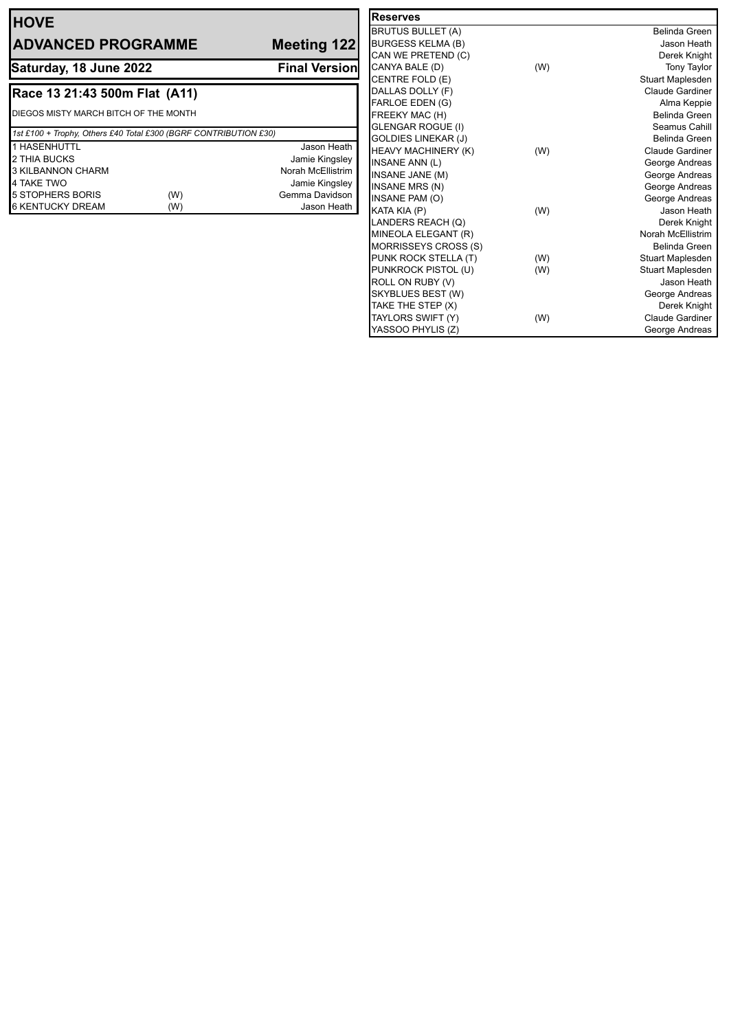# HOVE

## ADVANCED PROGRAMME — Meeting 122

**Saturday, 18 June 2022** — **Final Version**

### Race 13 21:43 500m Flat (A11)

DIEGOS MISTY MARCH BITCH OF THE MONTH

*1st £100 + Trophy, Others £40 Total £300 (BGRF CONTRIBUTION £30)*

| | | |
|---|---|---|
| 1 HASENHUTTL | | Jason Heath |
| 2 THIA BUCKS | | Jamie Kingsley |
| 3 KILBANNON CHARM | | Norah McEllistrim |
| 4 TAKE TWO | | Jamie Kingsley |
| 5 STOPHERS BORIS | (W) | Gemma Davidson |
| 6 KENTUCKY DREAM | (W) | Jason Heath |

### Reserves

| | | |
|---|---|---|
| BRUTUS BULLET (A) | | Belinda Green |
| BURGESS KELMA (B) | | Jason Heath |
| CAN WE PRETEND (C) | | Derek Knight |
| CANYA BALE (D) | (W) | Tony Taylor |
| CENTRE FOLD (E) | | Stuart Maplesden |
| DALLAS DOLLY (F) | | Claude Gardiner |
| FARLOE EDEN (G) | | Alma Keppie |
| FREEKY MAC (H) | | Belinda Green |
| GLENGAR ROGUE (I) | | Seamus Cahill |
| GOLDIES LINEKAR (J) | | Belinda Green |
| HEAVY MACHINERY (K) | (W) | Claude Gardiner |
| INSANE ANN (L) | | George Andreas |
| INSANE JANE (M) | | George Andreas |
| INSANE MRS (N) | | George Andreas |
| INSANE PAM (O) | | George Andreas |
| KATA KIA (P) | (W) | Jason Heath |
| LANDERS REACH (Q) | | Derek Knight |
| MINEOLA ELEGANT (R) | | Norah McEllistrim |
| MORRISSEYS CROSS (S) | | Belinda Green |
| PUNK ROCK STELLA (T) | (W) | Stuart Maplesden |
| PUNKROCK PISTOL (U) | (W) | Stuart Maplesden |
| ROLL ON RUBY (V) | | Jason Heath |
| SKYBLUES BEST (W) | | George Andreas |
| TAKE THE STEP (X) | | Derek Knight |
| TAYLORS SWIFT (Y) | (W) | Claude Gardiner |
| YASSOO PHYLIS (Z) | | George Andreas |